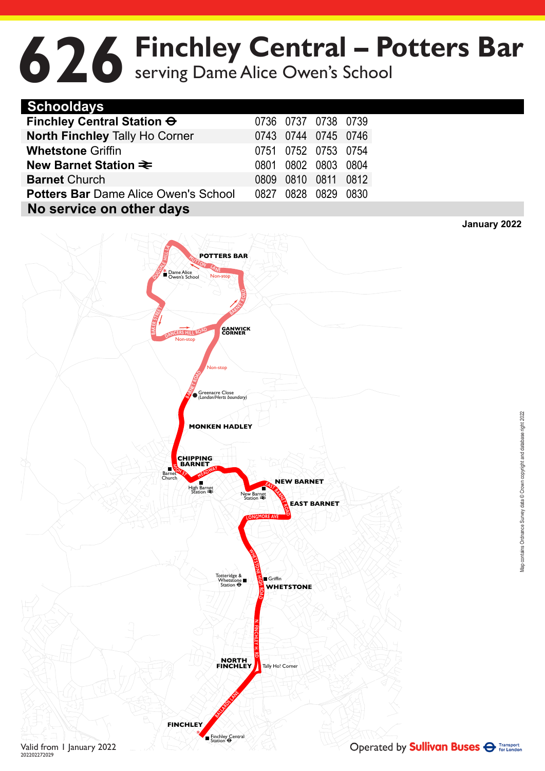# 626 Finchley Central – Potters Bar

serving Dame Alice Owen's School

| Schooldays | | | | |
|---|---|---|---|---|
| **Finchley Central Station** ⊖ | 0736 | 0737 | 0738 | 0739 |
| **North Finchley** Tally Ho Corner | 0743 | 0744 | 0745 | 0746 |
| **Whetstone** Griffin | 0751 | 0752 | 0753 | 0754 |
| **New Barnet Station** ⇌ | 0801 | 0802 | 0803 | 0804 |
| **Barnet** Church | 0809 | 0810 | 0811 | 0812 |
| **Potters Bar** Dame Alice Owen's School | 0827 | 0828 | 0829 | 0830 |
| **No service on other days** | | | | |

**January 2022**

POTTERS BAR
MUTTON LANE
DUGDALE HILL LA
Dame Alice Owen's School
Non-stop
BARNET ROAD
BAKER STREET
DANCERS HILL ROAD
Non-stop
GANWICK CORNER
Non-stop
BARNET ROAD
Greenacre Close (London/Herts boundary)
MONKEN HADLEY
CHIPPING BARNET
Barnet Church
HIGH ST
MEADWAY
High Barnet Station ⇌
NEW BARNET
New Barnet Station ⇌
EAST BARNET ROAD
EAST BARNET
LONGMORE AVE
WHETSTONE HIGH ROAD
Totteridge & Whetstone Station ⊖
Griffin
WHETSTONE
N. FINCHLEY H. RD
NORTH FINCHLEY
Tally Ho! Corner
BALLARDS LANE
FINCHLEY
Finchley Central Station ⊖

Map contains Ordnance Survey data © Crown copyright and database right 2022

Valid from 1 January 2022
202202272029

Operated by Sullivan Buses
Transport for London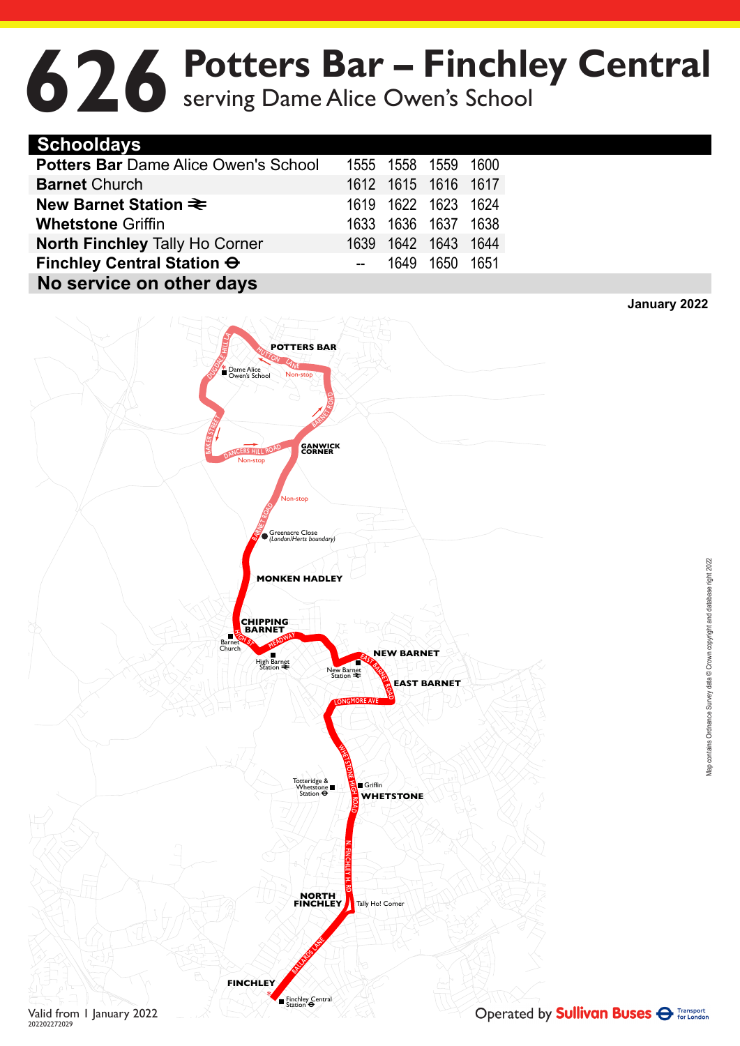# 626 Potters Bar – Finchley Central

serving Dame Alice Owen's School

| Schooldays | | | | |
|---|---|---|---|---|
| **Potters Bar** Dame Alice Owen's School | 1555 | 1558 | 1559 | 1600 |
| **Barnet** Church | 1612 | 1615 | 1616 | 1617 |
| **New Barnet Station** ≥ | 1619 | 1622 | 1623 | 1624 |
| **Whetstone** Griffin | 1633 | 1636 | 1637 | 1638 |
| **North Finchley** Tally Ho Corner | 1639 | 1642 | 1643 | 1644 |
| **Finchley Central Station** ⊖ | -- | 1649 | 1650 | 1651 |
| **No service on other days** | | | | |

**January 2022**

POTTERS BAR
MUTTON LANE
DUGDALE HILL LANE
Dame Alice Owen's School
Non-stop
BARNET ROAD
BAKER STREET
DANCERS HILL ROAD
Non-stop
GANWICK CORNER
Non-stop
BARNET ROAD
Greenacre Close (London/Herts boundary)
MONKEN HADLEY
CHIPPING BARNET
Barnet Church
HIGH ST
MEADWAY
High Barnet Station ≥
NEW BARNET
New Barnet Station ≥
EAST BARNET ROAD
EAST BARNET
LONGMORE AVE
WHETSTONE HIGH ROAD
Totteridge & Whetstone Station ⊖
Griffin
WHETSTONE
N. FINCHLEY H. RD
NORTH FINCHLEY
Tally Ho! Corner
BALLARDS LANE
FINCHLEY
Finchley Central Station ⊖

Map contains Ordnance Survey data © Crown copyright and database right 2022

Valid from 1 January 2022

202202272029

Operated by Sullivan Buses

Transport for London